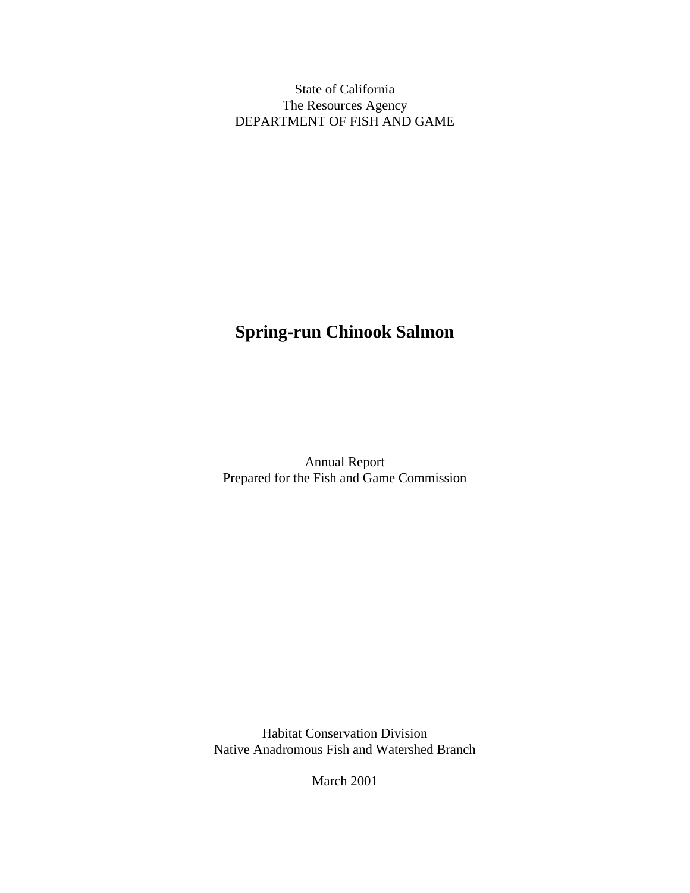State of California
The Resources Agency
DEPARTMENT OF FISH AND GAME

# Spring-run Chinook Salmon

Annual Report
Prepared for the Fish and Game Commission

Habitat Conservation Division
Native Anadromous Fish and Watershed Branch

March 2001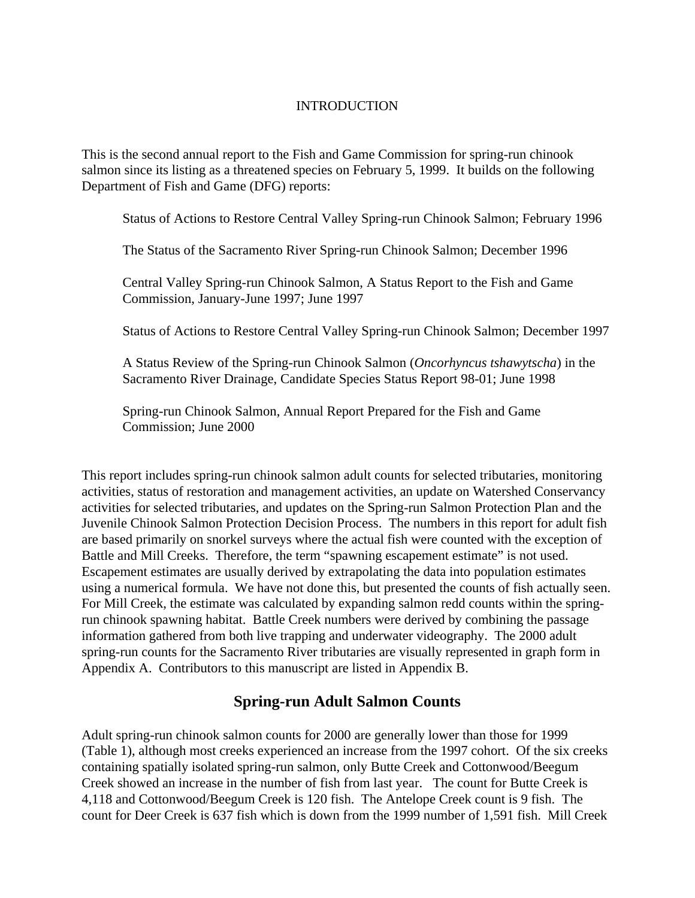# INTRODUCTION

This is the second annual report to the Fish and Game Commission for spring-run chinook salmon since its listing as a threatened species on February 5, 1999. It builds on the following Department of Fish and Game (DFG) reports:

> Status of Actions to Restore Central Valley Spring-run Chinook Salmon; February 1996
>
> The Status of the Sacramento River Spring-run Chinook Salmon; December 1996
>
> Central Valley Spring-run Chinook Salmon, A Status Report to the Fish and Game Commission, January-June 1997; June 1997
>
> Status of Actions to Restore Central Valley Spring-run Chinook Salmon; December 1997
>
> A Status Review of the Spring-run Chinook Salmon (*Oncorhyncus tshawytscha*) in the Sacramento River Drainage, Candidate Species Status Report 98-01; June 1998
>
> Spring-run Chinook Salmon, Annual Report Prepared for the Fish and Game Commission; June 2000

This report includes spring-run chinook salmon adult counts for selected tributaries, monitoring activities, status of restoration and management activities, an update on Watershed Conservancy activities for selected tributaries, and updates on the Spring-run Salmon Protection Plan and the Juvenile Chinook Salmon Protection Decision Process. The numbers in this report for adult fish are based primarily on snorkel surveys where the actual fish were counted with the exception of Battle and Mill Creeks. Therefore, the term "spawning escapement estimate" is not used. Escapement estimates are usually derived by extrapolating the data into population estimates using a numerical formula. We have not done this, but presented the counts of fish actually seen. For Mill Creek, the estimate was calculated by expanding salmon redd counts within the spring-run chinook spawning habitat. Battle Creek numbers were derived by combining the passage information gathered from both live trapping and underwater videography. The 2000 adult spring-run counts for the Sacramento River tributaries are visually represented in graph form in Appendix A. Contributors to this manuscript are listed in Appendix B.

## Spring-run Adult Salmon Counts

Adult spring-run chinook salmon counts for 2000 are generally lower than those for 1999 (Table 1), although most creeks experienced an increase from the 1997 cohort. Of the six creeks containing spatially isolated spring-run salmon, only Butte Creek and Cottonwood/Beegum Creek showed an increase in the number of fish from last year. The count for Butte Creek is 4,118 and Cottonwood/Beegum Creek is 120 fish. The Antelope Creek count is 9 fish. The count for Deer Creek is 637 fish which is down from the 1999 number of 1,591 fish. Mill Creek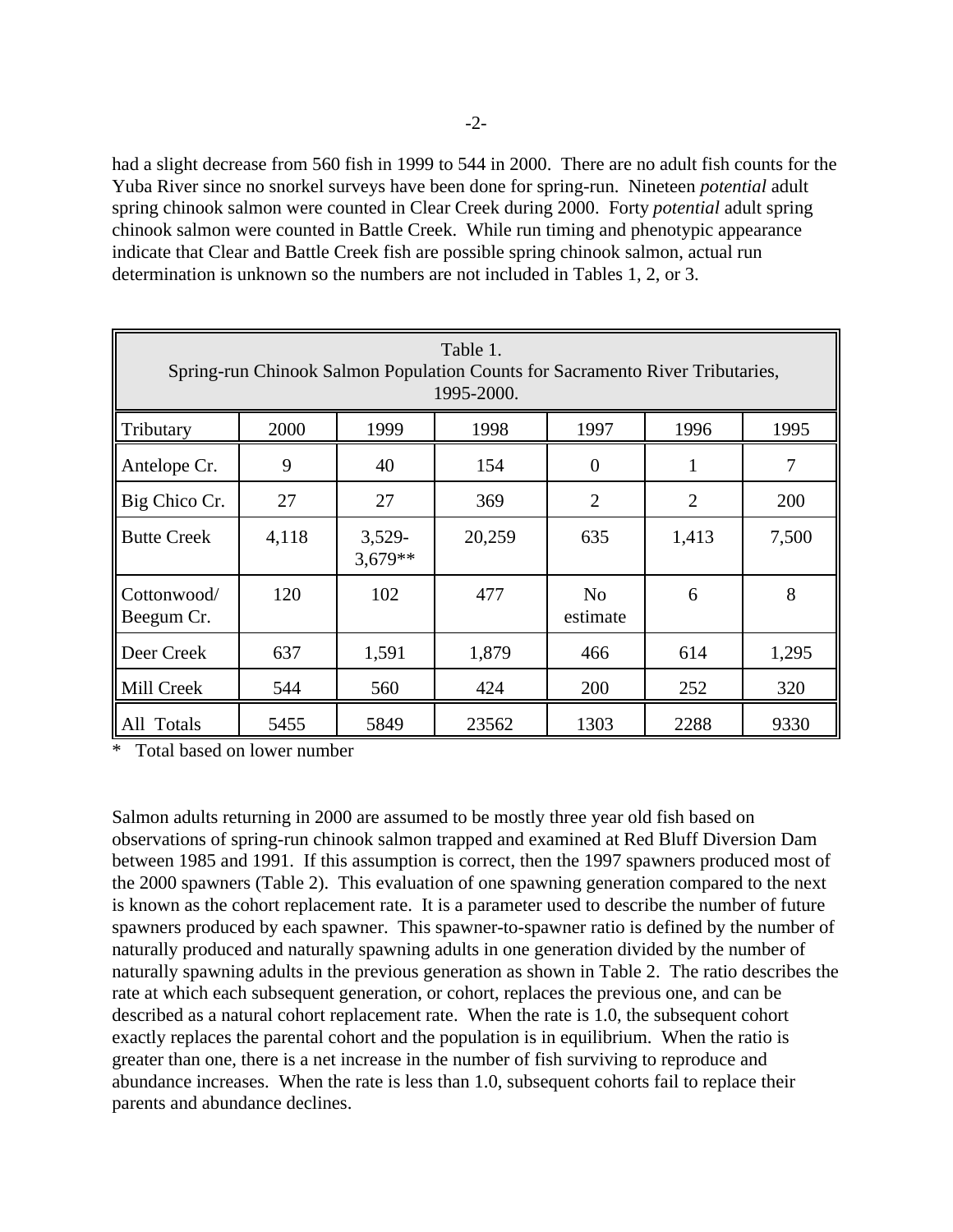had a slight decrease from 560 fish in 1999 to 544 in 2000. There are no adult fish counts for the Yuba River since no snorkel surveys have been done for spring-run. Nineteen *potential* adult spring chinook salmon were counted in Clear Creek during 2000. Forty *potential* adult spring chinook salmon were counted in Battle Creek. While run timing and phenotypic appearance indicate that Clear and Battle Creek fish are possible spring chinook salmon, actual run determination is unknown so the numbers are not included in Tables 1, 2, or 3.

Table 1.
Spring-run Chinook Salmon Population Counts for Sacramento River Tributaries, 1995-2000.

| Tributary | 2000 | 1999 | 1998 | 1997 | 1996 | 1995 |
|---|---|---|---|---|---|---|
| Antelope Cr. | 9 | 40 | 154 | 0 | 1 | 7 |
| Big Chico Cr. | 27 | 27 | 369 | 2 | 2 | 200 |
| Butte Creek | 4,118 | 3,529-3,679** | 20,259 | 635 | 1,413 | 7,500 |
| Cottonwood/ Beegum Cr. | 120 | 102 | 477 | No estimate | 6 | 8 |
| Deer Creek | 637 | 1,591 | 1,879 | 466 | 614 | 1,295 |
| Mill Creek | 544 | 560 | 424 | 200 | 252 | 320 |
| All Totals | 5455 | 5849 | 23562 | 1303 | 2288 | 9330 |

\* Total based on lower number

Salmon adults returning in 2000 are assumed to be mostly three year old fish based on observations of spring-run chinook salmon trapped and examined at Red Bluff Diversion Dam between 1985 and 1991. If this assumption is correct, then the 1997 spawners produced most of the 2000 spawners (Table 2). This evaluation of one spawning generation compared to the next is known as the cohort replacement rate. It is a parameter used to describe the number of future spawners produced by each spawner. This spawner-to-spawner ratio is defined by the number of naturally produced and naturally spawning adults in one generation divided by the number of naturally spawning adults in the previous generation as shown in Table 2. The ratio describes the rate at which each subsequent generation, or cohort, replaces the previous one, and can be described as a natural cohort replacement rate. When the rate is 1.0, the subsequent cohort exactly replaces the parental cohort and the population is in equilibrium. When the ratio is greater than one, there is a net increase in the number of fish surviving to reproduce and abundance increases. When the rate is less than 1.0, subsequent cohorts fail to replace their parents and abundance declines.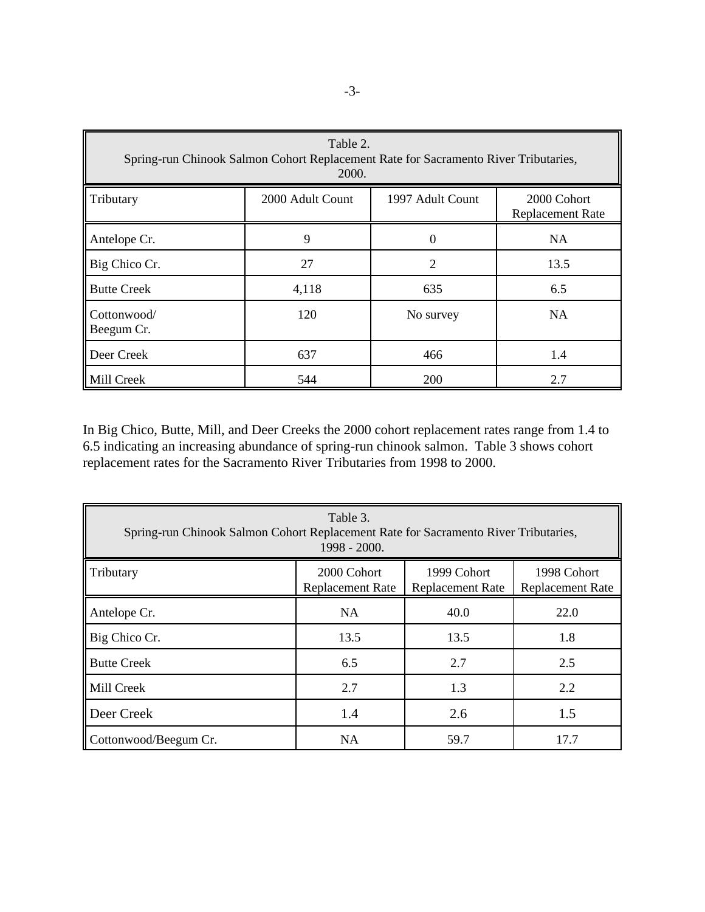Table 2.
Spring-run Chinook Salmon Cohort Replacement Rate for Sacramento River Tributaries, 2000.

| Tributary | 2000 Adult Count | 1997 Adult Count | 2000 Cohort Replacement Rate |
|---|---|---|---|
| Antelope Cr. | 9 | 0 | NA |
| Big Chico Cr. | 27 | 2 | 13.5 |
| Butte Creek | 4,118 | 635 | 6.5 |
| Cottonwood/ Beegum Cr. | 120 | No survey | NA |
| Deer Creek | 637 | 466 | 1.4 |
| Mill Creek | 544 | 200 | 2.7 |

In Big Chico, Butte, Mill, and Deer Creeks the 2000 cohort replacement rates range from 1.4 to 6.5 indicating an increasing abundance of spring-run chinook salmon. Table 3 shows cohort replacement rates for the Sacramento River Tributaries from 1998 to 2000.

Table 3.
Spring-run Chinook Salmon Cohort Replacement Rate for Sacramento River Tributaries, 1998 - 2000.

| Tributary | 2000 Cohort Replacement Rate | 1999 Cohort Replacement Rate | 1998 Cohort Replacement Rate |
|---|---|---|---|
| Antelope Cr. | NA | 40.0 | 22.0 |
| Big Chico Cr. | 13.5 | 13.5 | 1.8 |
| Butte Creek | 6.5 | 2.7 | 2.5 |
| Mill Creek | 2.7 | 1.3 | 2.2 |
| Deer Creek | 1.4 | 2.6 | 1.5 |
| Cottonwood/Beegum Cr. | NA | 59.7 | 17.7 |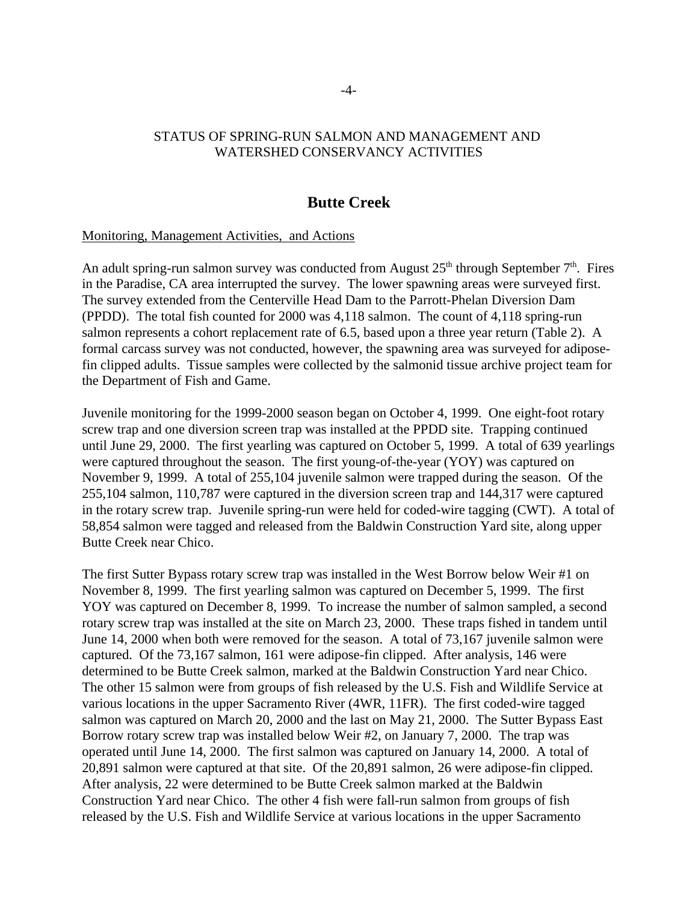STATUS OF SPRING-RUN SALMON AND MANAGEMENT AND WATERSHED CONSERVANCY ACTIVITIES

## Butte Creek

Monitoring, Management Activities, and Actions

An adult spring-run salmon survey was conducted from August 25[th] through September 7[th]. Fires in the Paradise, CA area interrupted the survey. The lower spawning areas were surveyed first. The survey extended from the Centerville Head Dam to the Parrott-Phelan Diversion Dam (PPDD). The total fish counted for 2000 was 4,118 salmon. The count of 4,118 spring-run salmon represents a cohort replacement rate of 6.5, based upon a three year return (Table 2). A formal carcass survey was not conducted, however, the spawning area was surveyed for adipose-fin clipped adults. Tissue samples were collected by the salmonid tissue archive project team for the Department of Fish and Game.

Juvenile monitoring for the 1999-2000 season began on October 4, 1999. One eight-foot rotary screw trap and one diversion screen trap was installed at the PPDD site. Trapping continued until June 29, 2000. The first yearling was captured on October 5, 1999. A total of 639 yearlings were captured throughout the season. The first young-of-the-year (YOY) was captured on November 9, 1999. A total of 255,104 juvenile salmon were trapped during the season. Of the 255,104 salmon, 110,787 were captured in the diversion screen trap and 144,317 were captured in the rotary screw trap. Juvenile spring-run were held for coded-wire tagging (CWT). A total of 58,854 salmon were tagged and released from the Baldwin Construction Yard site, along upper Butte Creek near Chico.

The first Sutter Bypass rotary screw trap was installed in the West Borrow below Weir #1 on November 8, 1999. The first yearling salmon was captured on December 5, 1999. The first YOY was captured on December 8, 1999. To increase the number of salmon sampled, a second rotary screw trap was installed at the site on March 23, 2000. These traps fished in tandem until June 14, 2000 when both were removed for the season. A total of 73,167 juvenile salmon were captured. Of the 73,167 salmon, 161 were adipose-fin clipped. After analysis, 146 were determined to be Butte Creek salmon, marked at the Baldwin Construction Yard near Chico. The other 15 salmon were from groups of fish released by the U.S. Fish and Wildlife Service at various locations in the upper Sacramento River (4WR, 11FR). The first coded-wire tagged salmon was captured on March 20, 2000 and the last on May 21, 2000. The Sutter Bypass East Borrow rotary screw trap was installed below Weir #2, on January 7, 2000. The trap was operated until June 14, 2000. The first salmon was captured on January 14, 2000. A total of 20,891 salmon were captured at that site. Of the 20,891 salmon, 26 were adipose-fin clipped. After analysis, 22 were determined to be Butte Creek salmon marked at the Baldwin Construction Yard near Chico. The other 4 fish were fall-run salmon from groups of fish released by the U.S. Fish and Wildlife Service at various locations in the upper Sacramento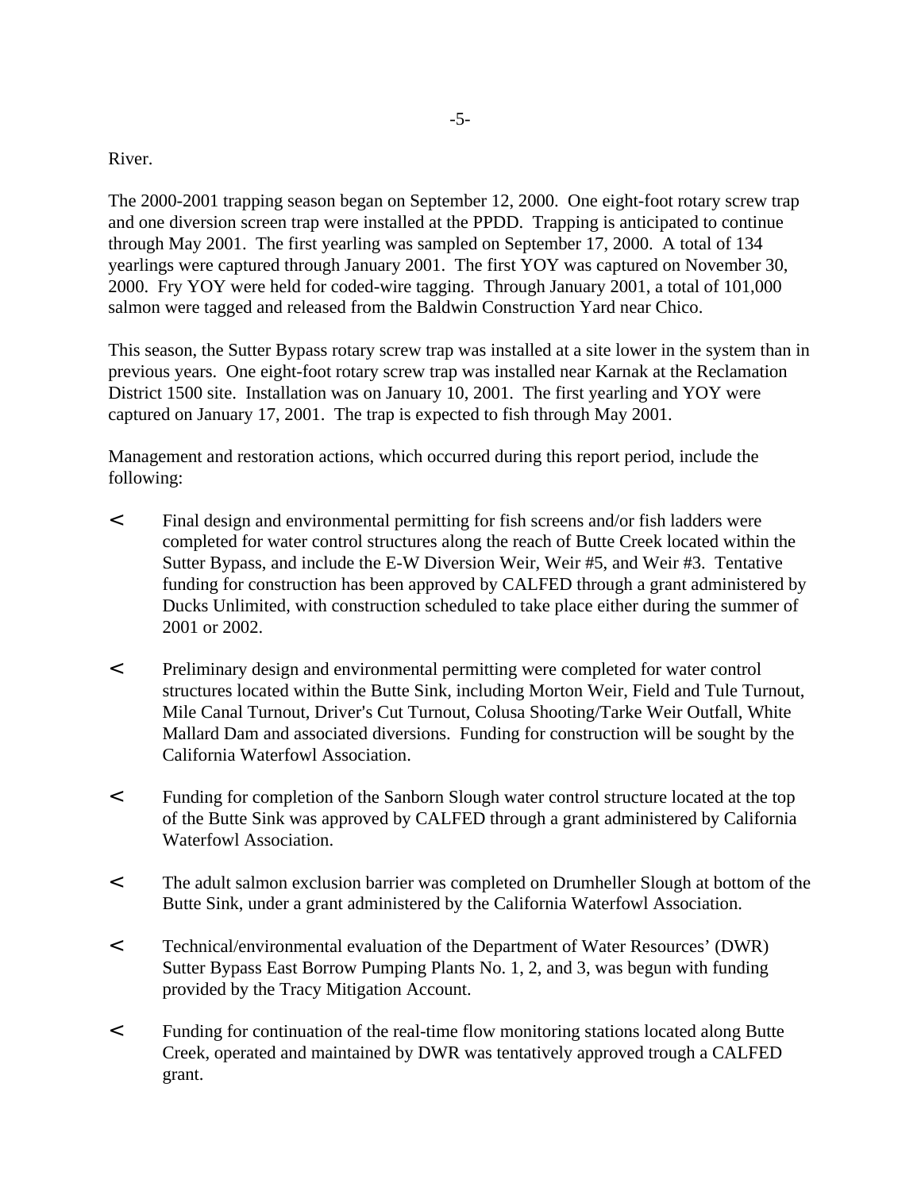River.

The 2000-2001 trapping season began on September 12, 2000. One eight-foot rotary screw trap and one diversion screen trap were installed at the PPDD. Trapping is anticipated to continue through May 2001. The first yearling was sampled on September 17, 2000. A total of 134 yearlings were captured through January 2001. The first YOY was captured on November 30, 2000. Fry YOY were held for coded-wire tagging. Through January 2001, a total of 101,000 salmon were tagged and released from the Baldwin Construction Yard near Chico.

This season, the Sutter Bypass rotary screw trap was installed at a site lower in the system than in previous years. One eight-foot rotary screw trap was installed near Karnak at the Reclamation District 1500 site. Installation was on January 10, 2001. The first yearling and YOY were captured on January 17, 2001. The trap is expected to fish through May 2001.

Management and restoration actions, which occurred during this report period, include the following:

- Final design and environmental permitting for fish screens and/or fish ladders were completed for water control structures along the reach of Butte Creek located within the Sutter Bypass, and include the E-W Diversion Weir, Weir #5, and Weir #3. Tentative funding for construction has been approved by CALFED through a grant administered by Ducks Unlimited, with construction scheduled to take place either during the summer of 2001 or 2002.
- Preliminary design and environmental permitting were completed for water control structures located within the Butte Sink, including Morton Weir, Field and Tule Turnout, Mile Canal Turnout, Driver's Cut Turnout, Colusa Shooting/Tarke Weir Outfall, White Mallard Dam and associated diversions. Funding for construction will be sought by the California Waterfowl Association.
- Funding for completion of the Sanborn Slough water control structure located at the top of the Butte Sink was approved by CALFED through a grant administered by California Waterfowl Association.
- The adult salmon exclusion barrier was completed on Drumheller Slough at bottom of the Butte Sink, under a grant administered by the California Waterfowl Association.
- Technical/environmental evaluation of the Department of Water Resources' (DWR) Sutter Bypass East Borrow Pumping Plants No. 1, 2, and 3, was begun with funding provided by the Tracy Mitigation Account.
- Funding for continuation of the real-time flow monitoring stations located along Butte Creek, operated and maintained by DWR was tentatively approved trough a CALFED grant.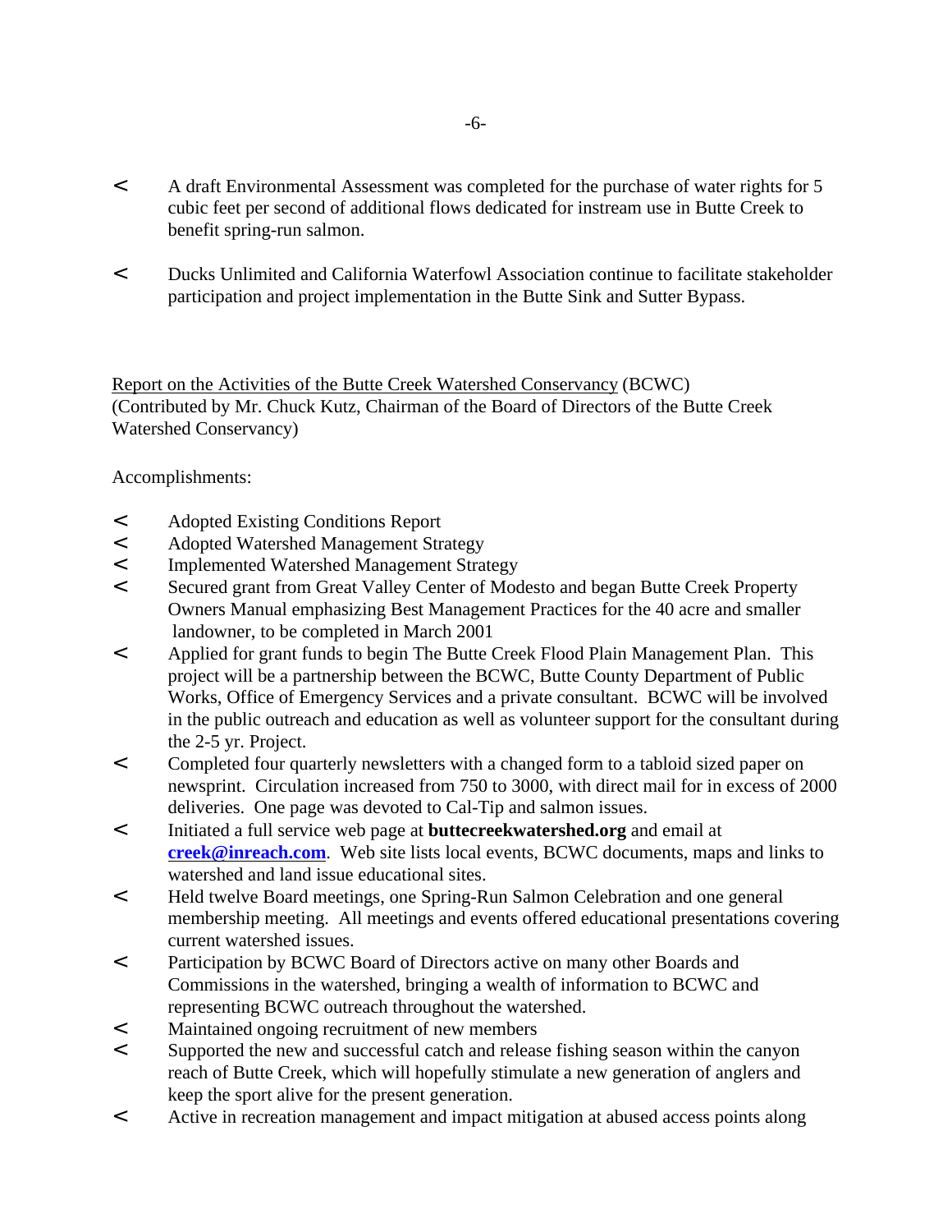- A draft Environmental Assessment was completed for the purchase of water rights for 5 cubic feet per second of additional flows dedicated for instream use in Butte Creek to benefit spring-run salmon.

- Ducks Unlimited and California Waterfowl Association continue to facilitate stakeholder participation and project implementation in the Butte Sink and Sutter Bypass.

Report on the Activities of the Butte Creek Watershed Conservancy (BCWC)
(Contributed by Mr. Chuck Kutz, Chairman of the Board of Directors of the Butte Creek Watershed Conservancy)

Accomplishments:

- Adopted Existing Conditions Report
- Adopted Watershed Management Strategy
- Implemented Watershed Management Strategy
- Secured grant from Great Valley Center of Modesto and began Butte Creek Property Owners Manual emphasizing Best Management Practices for the 40 acre and smaller landowner, to be completed in March 2001
- Applied for grant funds to begin The Butte Creek Flood Plain Management Plan. This project will be a partnership between the BCWC, Butte County Department of Public Works, Office of Emergency Services and a private consultant. BCWC will be involved in the public outreach and education as well as volunteer support for the consultant during the 2-5 yr. Project.
- Completed four quarterly newsletters with a changed form to a tabloid sized paper on newsprint. Circulation increased from 750 to 3000, with direct mail for in excess of 2000 deliveries. One page was devoted to Cal-Tip and salmon issues.
- Initiated a full service web page at **buttecreekwatershed.org** and email at **creek@inreach.com**. Web site lists local events, BCWC documents, maps and links to watershed and land issue educational sites.
- Held twelve Board meetings, one Spring-Run Salmon Celebration and one general membership meeting. All meetings and events offered educational presentations covering current watershed issues.
- Participation by BCWC Board of Directors active on many other Boards and Commissions in the watershed, bringing a wealth of information to BCWC and representing BCWC outreach throughout the watershed.
- Maintained ongoing recruitment of new members
- Supported the new and successful catch and release fishing season within the canyon reach of Butte Creek, which will hopefully stimulate a new generation of anglers and keep the sport alive for the present generation.
- Active in recreation management and impact mitigation at abused access points along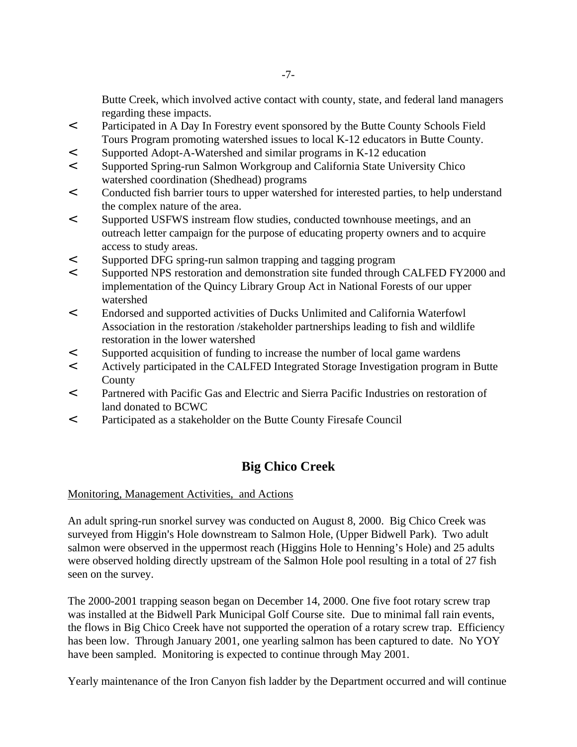Butte Creek, which involved active contact with county, state, and federal land managers regarding these impacts.

- Participated in A Day In Forestry event sponsored by the Butte County Schools Field Tours Program promoting watershed issues to local K-12 educators in Butte County.
- Supported Adopt-A-Watershed and similar programs in K-12 education
- Supported Spring-run Salmon Workgroup and California State University Chico watershed coordination (Shedhead) programs
- Conducted fish barrier tours to upper watershed for interested parties, to help understand the complex nature of the area.
- Supported USFWS instream flow studies, conducted townhouse meetings, and an outreach letter campaign for the purpose of educating property owners and to acquire access to study areas.
- Supported DFG spring-run salmon trapping and tagging program
- Supported NPS restoration and demonstration site funded through CALFED FY2000 and implementation of the Quincy Library Group Act in National Forests of our upper watershed
- Endorsed and supported activities of Ducks Unlimited and California Waterfowl Association in the restoration /stakeholder partnerships leading to fish and wildlife restoration in the lower watershed
- Supported acquisition of funding to increase the number of local game wardens
- Actively participated in the CALFED Integrated Storage Investigation program in Butte County
- Partnered with Pacific Gas and Electric and Sierra Pacific Industries on restoration of land donated to BCWC
- Participated as a stakeholder on the Butte County Firesafe Council

## Big Chico Creek

Monitoring, Management Activities, and Actions

An adult spring-run snorkel survey was conducted on August 8, 2000. Big Chico Creek was surveyed from Higgin's Hole downstream to Salmon Hole, (Upper Bidwell Park). Two adult salmon were observed in the uppermost reach (Higgins Hole to Henning's Hole) and 25 adults were observed holding directly upstream of the Salmon Hole pool resulting in a total of 27 fish seen on the survey.

The 2000-2001 trapping season began on December 14, 2000. One five foot rotary screw trap was installed at the Bidwell Park Municipal Golf Course site. Due to minimal fall rain events, the flows in Big Chico Creek have not supported the operation of a rotary screw trap. Efficiency has been low. Through January 2001, one yearling salmon has been captured to date. No YOY have been sampled. Monitoring is expected to continue through May 2001.

Yearly maintenance of the Iron Canyon fish ladder by the Department occurred and will continue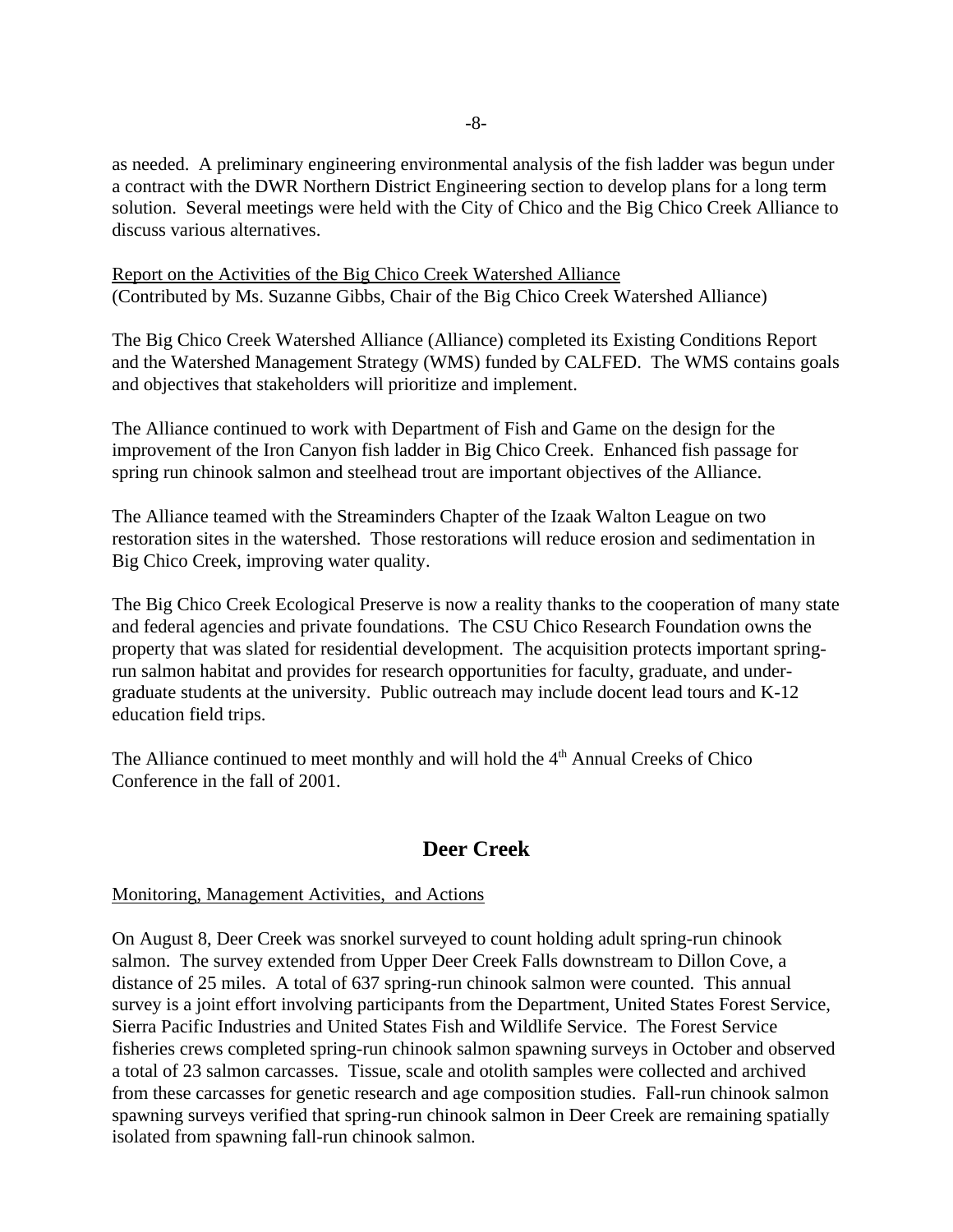as needed. A preliminary engineering environmental analysis of the fish ladder was begun under a contract with the DWR Northern District Engineering section to develop plans for a long term solution. Several meetings were held with the City of Chico and the Big Chico Creek Alliance to discuss various alternatives.

Report on the Activities of the Big Chico Creek Watershed Alliance
(Contributed by Ms. Suzanne Gibbs, Chair of the Big Chico Creek Watershed Alliance)

The Big Chico Creek Watershed Alliance (Alliance) completed its Existing Conditions Report and the Watershed Management Strategy (WMS) funded by CALFED. The WMS contains goals and objectives that stakeholders will prioritize and implement.

The Alliance continued to work with Department of Fish and Game on the design for the improvement of the Iron Canyon fish ladder in Big Chico Creek. Enhanced fish passage for spring run chinook salmon and steelhead trout are important objectives of the Alliance.

The Alliance teamed with the Streaminders Chapter of the Izaak Walton League on two restoration sites in the watershed. Those restorations will reduce erosion and sedimentation in Big Chico Creek, improving water quality.

The Big Chico Creek Ecological Preserve is now a reality thanks to the cooperation of many state and federal agencies and private foundations. The CSU Chico Research Foundation owns the property that was slated for residential development. The acquisition protects important spring-run salmon habitat and provides for research opportunities for faculty, graduate, and under-graduate students at the university. Public outreach may include docent lead tours and K-12 education field trips.

The Alliance continued to meet monthly and will hold the 4th Annual Creeks of Chico Conference in the fall of 2001.

## Deer Creek

Monitoring, Management Activities, and Actions

On August 8, Deer Creek was snorkel surveyed to count holding adult spring-run chinook salmon. The survey extended from Upper Deer Creek Falls downstream to Dillon Cove, a distance of 25 miles. A total of 637 spring-run chinook salmon were counted. This annual survey is a joint effort involving participants from the Department, United States Forest Service, Sierra Pacific Industries and United States Fish and Wildlife Service. The Forest Service fisheries crews completed spring-run chinook salmon spawning surveys in October and observed a total of 23 salmon carcasses. Tissue, scale and otolith samples were collected and archived from these carcasses for genetic research and age composition studies. Fall-run chinook salmon spawning surveys verified that spring-run chinook salmon in Deer Creek are remaining spatially isolated from spawning fall-run chinook salmon.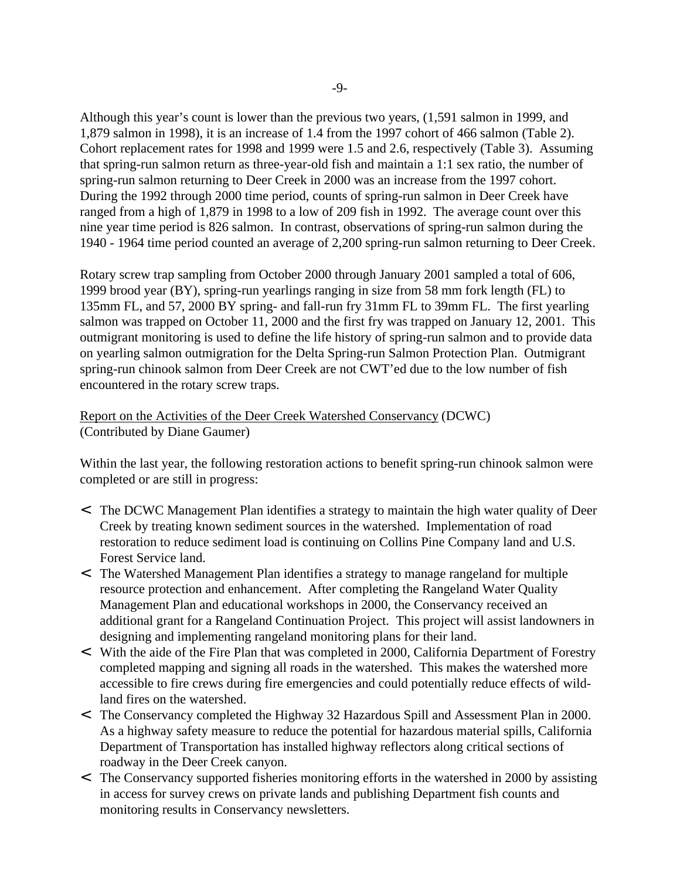Although this year's count is lower than the previous two years, (1,591 salmon in 1999, and 1,879 salmon in 1998), it is an increase of 1.4 from the 1997 cohort of 466 salmon (Table 2). Cohort replacement rates for 1998 and 1999 were 1.5 and 2.6, respectively (Table 3). Assuming that spring-run salmon return as three-year-old fish and maintain a 1:1 sex ratio, the number of spring-run salmon returning to Deer Creek in 2000 was an increase from the 1997 cohort. During the 1992 through 2000 time period, counts of spring-run salmon in Deer Creek have ranged from a high of 1,879 in 1998 to a low of 209 fish in 1992. The average count over this nine year time period is 826 salmon. In contrast, observations of spring-run salmon during the 1940 - 1964 time period counted an average of 2,200 spring-run salmon returning to Deer Creek.

Rotary screw trap sampling from October 2000 through January 2001 sampled a total of 606, 1999 brood year (BY), spring-run yearlings ranging in size from 58 mm fork length (FL) to 135mm FL, and 57, 2000 BY spring- and fall-run fry 31mm FL to 39mm FL. The first yearling salmon was trapped on October 11, 2000 and the first fry was trapped on January 12, 2001. This outmigrant monitoring is used to define the life history of spring-run salmon and to provide data on yearling salmon outmigration for the Delta Spring-run Salmon Protection Plan. Outmigrant spring-run chinook salmon from Deer Creek are not CWT'ed due to the low number of fish encountered in the rotary screw traps.

Report on the Activities of the Deer Creek Watershed Conservancy (DCWC)
(Contributed by Diane Gaumer)

Within the last year, the following restoration actions to benefit spring-run chinook salmon were completed or are still in progress:

- The DCWC Management Plan identifies a strategy to maintain the high water quality of Deer Creek by treating known sediment sources in the watershed. Implementation of road restoration to reduce sediment load is continuing on Collins Pine Company land and U.S. Forest Service land.
- The Watershed Management Plan identifies a strategy to manage rangeland for multiple resource protection and enhancement. After completing the Rangeland Water Quality Management Plan and educational workshops in 2000, the Conservancy received an additional grant for a Rangeland Continuation Project. This project will assist landowners in designing and implementing rangeland monitoring plans for their land.
- With the aide of the Fire Plan that was completed in 2000, California Department of Forestry completed mapping and signing all roads in the watershed. This makes the watershed more accessible to fire crews during fire emergencies and could potentially reduce effects of wild-land fires on the watershed.
- The Conservancy completed the Highway 32 Hazardous Spill and Assessment Plan in 2000. As a highway safety measure to reduce the potential for hazardous material spills, California Department of Transportation has installed highway reflectors along critical sections of roadway in the Deer Creek canyon.
- The Conservancy supported fisheries monitoring efforts in the watershed in 2000 by assisting in access for survey crews on private lands and publishing Department fish counts and monitoring results in Conservancy newsletters.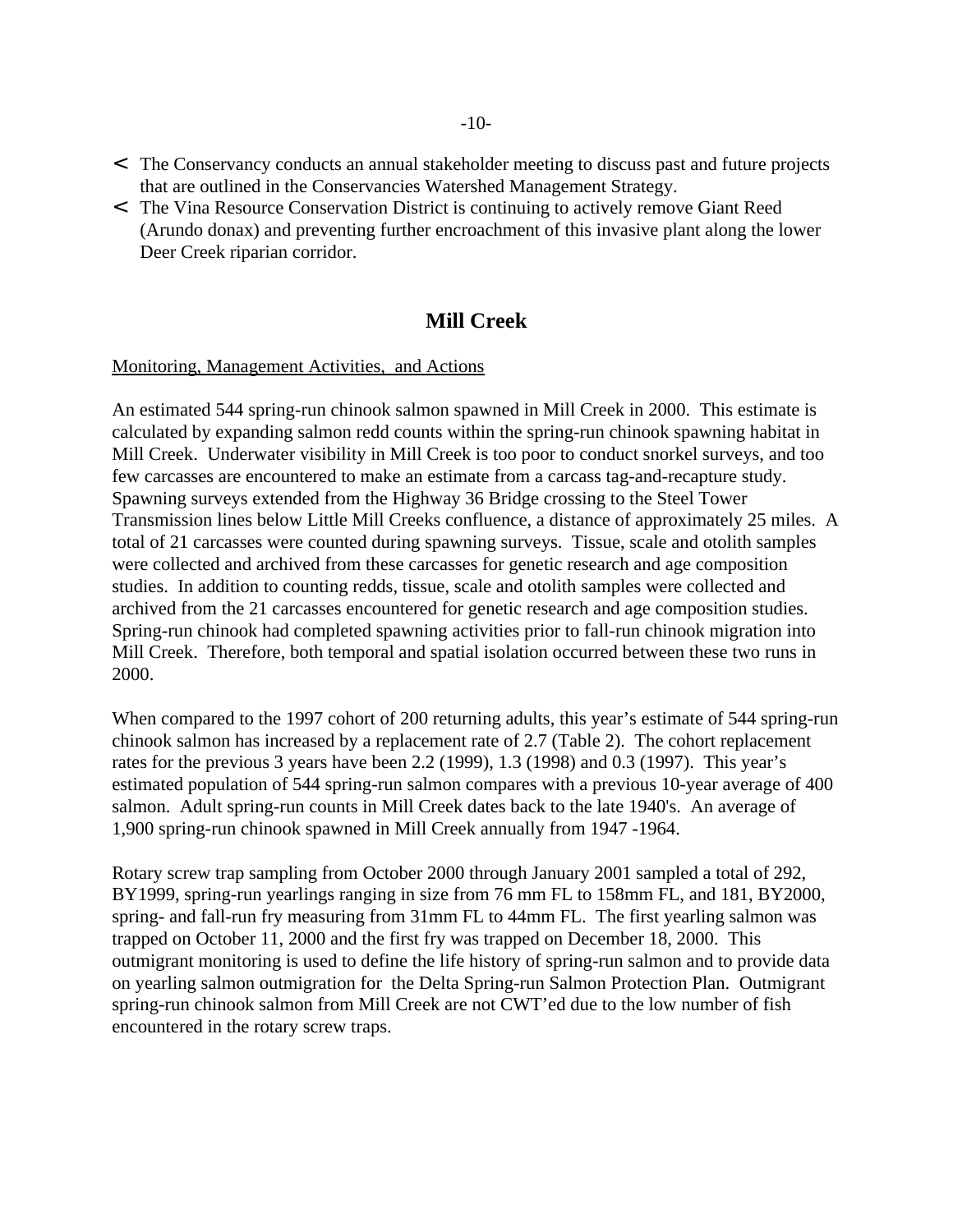- The Conservancy conducts an annual stakeholder meeting to discuss past and future projects that are outlined in the Conservancies Watershed Management Strategy.
- The Vina Resource Conservation District is continuing to actively remove Giant Reed (Arundo donax) and preventing further encroachment of this invasive plant along the lower Deer Creek riparian corridor.

## Mill Creek

Monitoring, Management Activities, and Actions

An estimated 544 spring-run chinook salmon spawned in Mill Creek in 2000. This estimate is calculated by expanding salmon redd counts within the spring-run chinook spawning habitat in Mill Creek. Underwater visibility in Mill Creek is too poor to conduct snorkel surveys, and too few carcasses are encountered to make an estimate from a carcass tag-and-recapture study. Spawning surveys extended from the Highway 36 Bridge crossing to the Steel Tower Transmission lines below Little Mill Creeks confluence, a distance of approximately 25 miles. A total of 21 carcasses were counted during spawning surveys. Tissue, scale and otolith samples were collected and archived from these carcasses for genetic research and age composition studies. In addition to counting redds, tissue, scale and otolith samples were collected and archived from the 21 carcasses encountered for genetic research and age composition studies. Spring-run chinook had completed spawning activities prior to fall-run chinook migration into Mill Creek. Therefore, both temporal and spatial isolation occurred between these two runs in 2000.

When compared to the 1997 cohort of 200 returning adults, this year's estimate of 544 spring-run chinook salmon has increased by a replacement rate of 2.7 (Table 2). The cohort replacement rates for the previous 3 years have been 2.2 (1999), 1.3 (1998) and 0.3 (1997). This year's estimated population of 544 spring-run salmon compares with a previous 10-year average of 400 salmon. Adult spring-run counts in Mill Creek dates back to the late 1940's. An average of 1,900 spring-run chinook spawned in Mill Creek annually from 1947 -1964.

Rotary screw trap sampling from October 2000 through January 2001 sampled a total of 292, BY1999, spring-run yearlings ranging in size from 76 mm FL to 158mm FL, and 181, BY2000, spring- and fall-run fry measuring from 31mm FL to 44mm FL. The first yearling salmon was trapped on October 11, 2000 and the first fry was trapped on December 18, 2000. This outmigrant monitoring is used to define the life history of spring-run salmon and to provide data on yearling salmon outmigration for the Delta Spring-run Salmon Protection Plan. Outmigrant spring-run chinook salmon from Mill Creek are not CWT'ed due to the low number of fish encountered in the rotary screw traps.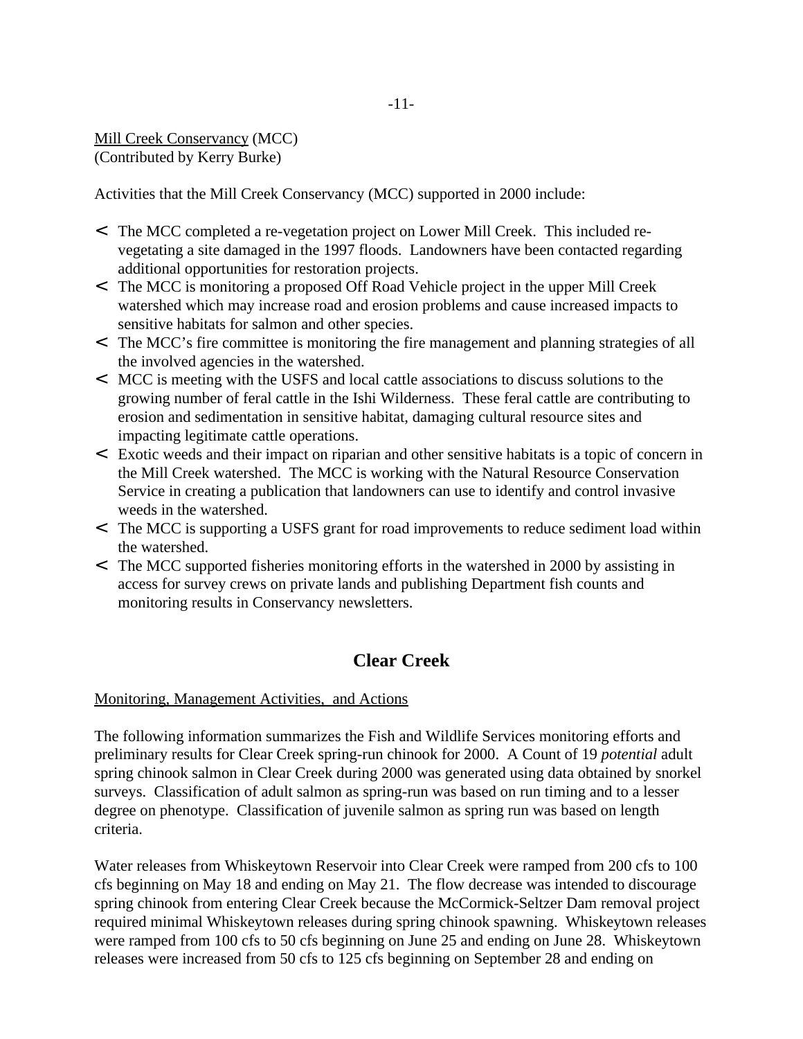Mill Creek Conservancy (MCC)
(Contributed by Kerry Burke)

Activities that the Mill Creek Conservancy (MCC) supported in 2000 include:

- The MCC completed a re-vegetation project on Lower Mill Creek. This included re-vegetating a site damaged in the 1997 floods. Landowners have been contacted regarding additional opportunities for restoration projects.
- The MCC is monitoring a proposed Off Road Vehicle project in the upper Mill Creek watershed which may increase road and erosion problems and cause increased impacts to sensitive habitats for salmon and other species.
- The MCC's fire committee is monitoring the fire management and planning strategies of all the involved agencies in the watershed.
- MCC is meeting with the USFS and local cattle associations to discuss solutions to the growing number of feral cattle in the Ishi Wilderness. These feral cattle are contributing to erosion and sedimentation in sensitive habitat, damaging cultural resource sites and impacting legitimate cattle operations.
- Exotic weeds and their impact on riparian and other sensitive habitats is a topic of concern in the Mill Creek watershed. The MCC is working with the Natural Resource Conservation Service in creating a publication that landowners can use to identify and control invasive weeds in the watershed.
- The MCC is supporting a USFS grant for road improvements to reduce sediment load within the watershed.
- The MCC supported fisheries monitoring efforts in the watershed in 2000 by assisting in access for survey crews on private lands and publishing Department fish counts and monitoring results in Conservancy newsletters.

## Clear Creek

Monitoring, Management Activities, and Actions

The following information summarizes the Fish and Wildlife Services monitoring efforts and preliminary results for Clear Creek spring-run chinook for 2000. A Count of 19 *potential* adult spring chinook salmon in Clear Creek during 2000 was generated using data obtained by snorkel surveys. Classification of adult salmon as spring-run was based on run timing and to a lesser degree on phenotype. Classification of juvenile salmon as spring run was based on length criteria.

Water releases from Whiskeytown Reservoir into Clear Creek were ramped from 200 cfs to 100 cfs beginning on May 18 and ending on May 21. The flow decrease was intended to discourage spring chinook from entering Clear Creek because the McCormick-Seltzer Dam removal project required minimal Whiskeytown releases during spring chinook spawning. Whiskeytown releases were ramped from 100 cfs to 50 cfs beginning on June 25 and ending on June 28. Whiskeytown releases were increased from 50 cfs to 125 cfs beginning on September 28 and ending on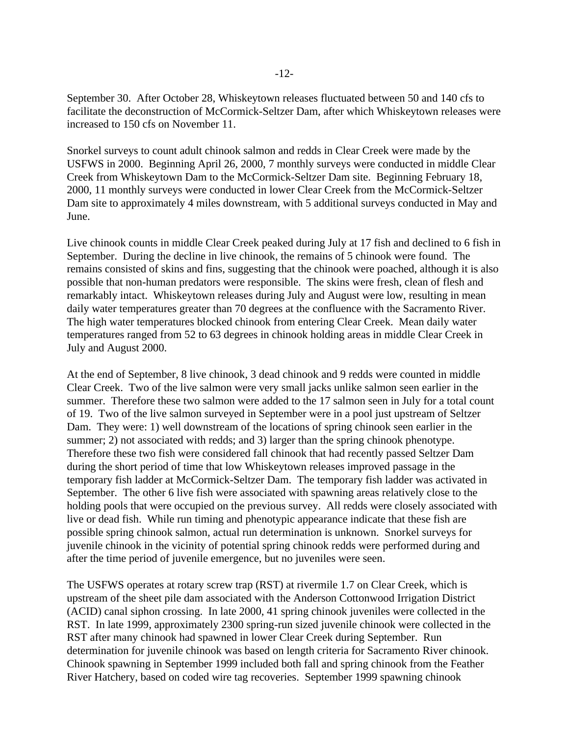September 30. After October 28, Whiskeytown releases fluctuated between 50 and 140 cfs to facilitate the deconstruction of McCormick-Seltzer Dam, after which Whiskeytown releases were increased to 150 cfs on November 11.

Snorkel surveys to count adult chinook salmon and redds in Clear Creek were made by the USFWS in 2000. Beginning April 26, 2000, 7 monthly surveys were conducted in middle Clear Creek from Whiskeytown Dam to the McCormick-Seltzer Dam site. Beginning February 18, 2000, 11 monthly surveys were conducted in lower Clear Creek from the McCormick-Seltzer Dam site to approximately 4 miles downstream, with 5 additional surveys conducted in May and June.

Live chinook counts in middle Clear Creek peaked during July at 17 fish and declined to 6 fish in September. During the decline in live chinook, the remains of 5 chinook were found. The remains consisted of skins and fins, suggesting that the chinook were poached, although it is also possible that non-human predators were responsible. The skins were fresh, clean of flesh and remarkably intact. Whiskeytown releases during July and August were low, resulting in mean daily water temperatures greater than 70 degrees at the confluence with the Sacramento River. The high water temperatures blocked chinook from entering Clear Creek. Mean daily water temperatures ranged from 52 to 63 degrees in chinook holding areas in middle Clear Creek in July and August 2000.

At the end of September, 8 live chinook, 3 dead chinook and 9 redds were counted in middle Clear Creek. Two of the live salmon were very small jacks unlike salmon seen earlier in the summer. Therefore these two salmon were added to the 17 salmon seen in July for a total count of 19. Two of the live salmon surveyed in September were in a pool just upstream of Seltzer Dam. They were: 1) well downstream of the locations of spring chinook seen earlier in the summer; 2) not associated with redds; and 3) larger than the spring chinook phenotype. Therefore these two fish were considered fall chinook that had recently passed Seltzer Dam during the short period of time that low Whiskeytown releases improved passage in the temporary fish ladder at McCormick-Seltzer Dam. The temporary fish ladder was activated in September. The other 6 live fish were associated with spawning areas relatively close to the holding pools that were occupied on the previous survey. All redds were closely associated with live or dead fish. While run timing and phenotypic appearance indicate that these fish are possible spring chinook salmon, actual run determination is unknown. Snorkel surveys for juvenile chinook in the vicinity of potential spring chinook redds were performed during and after the time period of juvenile emergence, but no juveniles were seen.

The USFWS operates at rotary screw trap (RST) at rivermile 1.7 on Clear Creek, which is upstream of the sheet pile dam associated with the Anderson Cottonwood Irrigation District (ACID) canal siphon crossing. In late 2000, 41 spring chinook juveniles were collected in the RST. In late 1999, approximately 2300 spring-run sized juvenile chinook were collected in the RST after many chinook had spawned in lower Clear Creek during September. Run determination for juvenile chinook was based on length criteria for Sacramento River chinook. Chinook spawning in September 1999 included both fall and spring chinook from the Feather River Hatchery, based on coded wire tag recoveries. September 1999 spawning chinook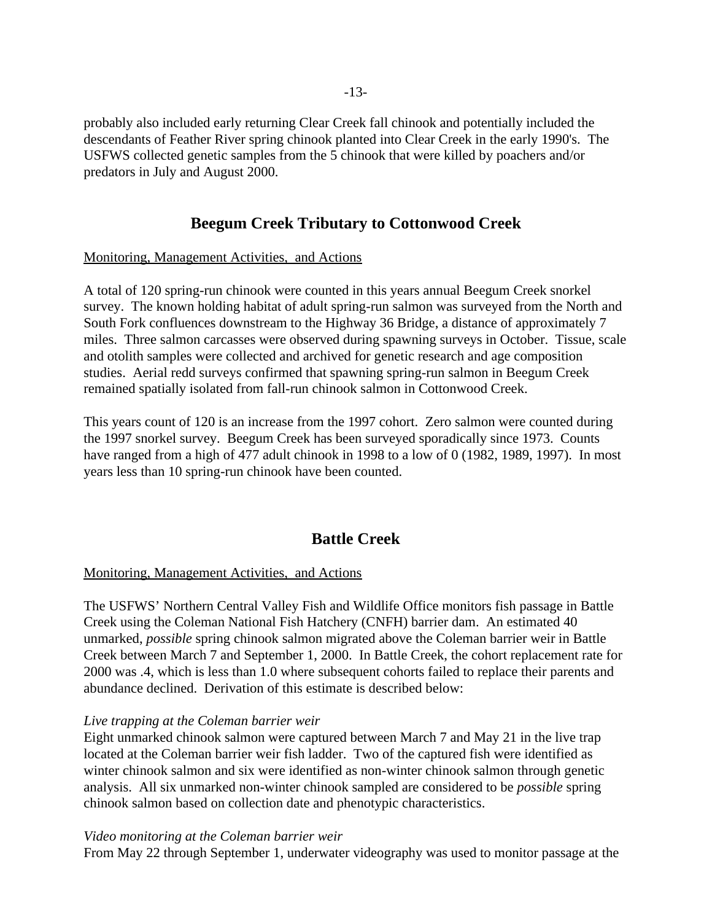probably also included early returning Clear Creek fall chinook and potentially included the descendants of Feather River spring chinook planted into Clear Creek in the early 1990's. The USFWS collected genetic samples from the 5 chinook that were killed by poachers and/or predators in July and August 2000.

## Beegum Creek Tributary to Cottonwood Creek

Monitoring, Management Activities, and Actions

A total of 120 spring-run chinook were counted in this years annual Beegum Creek snorkel survey. The known holding habitat of adult spring-run salmon was surveyed from the North and South Fork confluences downstream to the Highway 36 Bridge, a distance of approximately 7 miles. Three salmon carcasses were observed during spawning surveys in October. Tissue, scale and otolith samples were collected and archived for genetic research and age composition studies. Aerial redd surveys confirmed that spawning spring-run salmon in Beegum Creek remained spatially isolated from fall-run chinook salmon in Cottonwood Creek.

This years count of 120 is an increase from the 1997 cohort. Zero salmon were counted during the 1997 snorkel survey. Beegum Creek has been surveyed sporadically since 1973. Counts have ranged from a high of 477 adult chinook in 1998 to a low of 0 (1982, 1989, 1997). In most years less than 10 spring-run chinook have been counted.

## Battle Creek

Monitoring, Management Activities, and Actions

The USFWS' Northern Central Valley Fish and Wildlife Office monitors fish passage in Battle Creek using the Coleman National Fish Hatchery (CNFH) barrier dam. An estimated 40 unmarked, *possible* spring chinook salmon migrated above the Coleman barrier weir in Battle Creek between March 7 and September 1, 2000. In Battle Creek, the cohort replacement rate for 2000 was .4, which is less than 1.0 where subsequent cohorts failed to replace their parents and abundance declined. Derivation of this estimate is described below:

*Live trapping at the Coleman barrier weir*
Eight unmarked chinook salmon were captured between March 7 and May 21 in the live trap located at the Coleman barrier weir fish ladder. Two of the captured fish were identified as winter chinook salmon and six were identified as non-winter chinook salmon through genetic analysis. All six unmarked non-winter chinook sampled are considered to be *possible* spring chinook salmon based on collection date and phenotypic characteristics.

*Video monitoring at the Coleman barrier weir*
From May 22 through September 1, underwater videography was used to monitor passage at the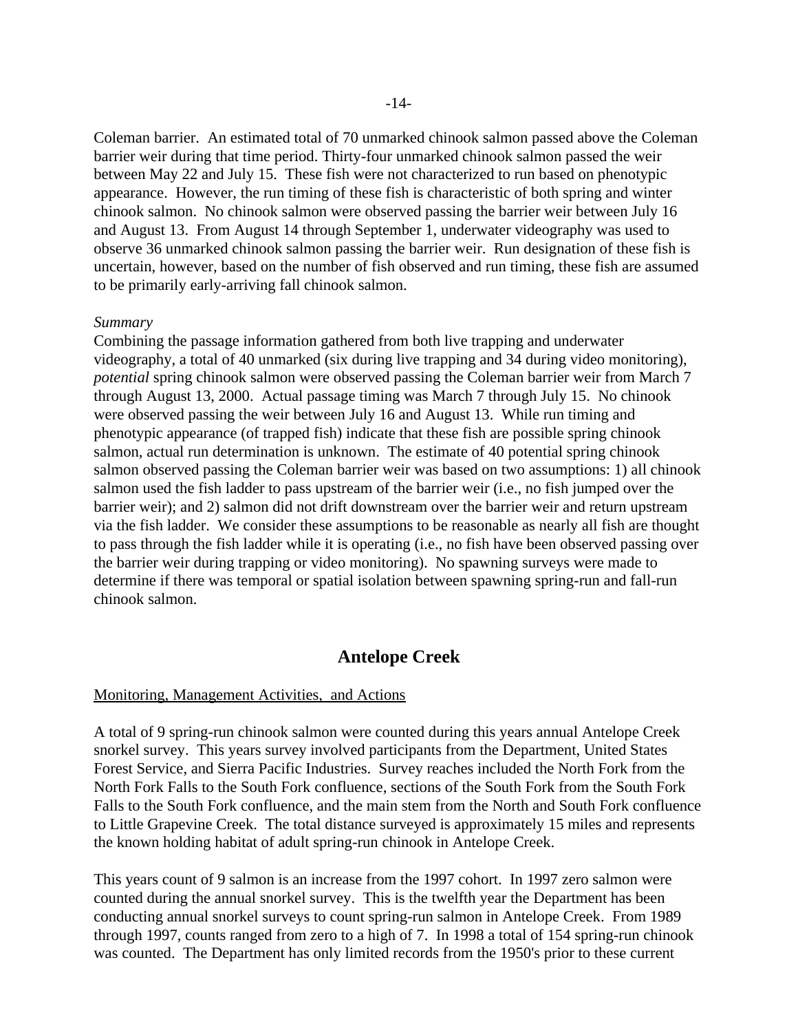Coleman barrier. An estimated total of 70 unmarked chinook salmon passed above the Coleman barrier weir during that time period. Thirty-four unmarked chinook salmon passed the weir between May 22 and July 15. These fish were not characterized to run based on phenotypic appearance. However, the run timing of these fish is characteristic of both spring and winter chinook salmon. No chinook salmon were observed passing the barrier weir between July 16 and August 13. From August 14 through September 1, underwater videography was used to observe 36 unmarked chinook salmon passing the barrier weir. Run designation of these fish is uncertain, however, based on the number of fish observed and run timing, these fish are assumed to be primarily early-arriving fall chinook salmon.

*Summary*

Combining the passage information gathered from both live trapping and underwater videography, a total of 40 unmarked (six during live trapping and 34 during video monitoring), *potential* spring chinook salmon were observed passing the Coleman barrier weir from March 7 through August 13, 2000. Actual passage timing was March 7 through July 15. No chinook were observed passing the weir between July 16 and August 13. While run timing and phenotypic appearance (of trapped fish) indicate that these fish are possible spring chinook salmon, actual run determination is unknown. The estimate of 40 potential spring chinook salmon observed passing the Coleman barrier weir was based on two assumptions: 1) all chinook salmon used the fish ladder to pass upstream of the barrier weir (i.e., no fish jumped over the barrier weir); and 2) salmon did not drift downstream over the barrier weir and return upstream via the fish ladder. We consider these assumptions to be reasonable as nearly all fish are thought to pass through the fish ladder while it is operating (i.e., no fish have been observed passing over the barrier weir during trapping or video monitoring). No spawning surveys were made to determine if there was temporal or spatial isolation between spawning spring-run and fall-run chinook salmon.

## Antelope Creek

Monitoring, Management Activities, and Actions

A total of 9 spring-run chinook salmon were counted during this years annual Antelope Creek snorkel survey. This years survey involved participants from the Department, United States Forest Service, and Sierra Pacific Industries. Survey reaches included the North Fork from the North Fork Falls to the South Fork confluence, sections of the South Fork from the South Fork Falls to the South Fork confluence, and the main stem from the North and South Fork confluence to Little Grapevine Creek. The total distance surveyed is approximately 15 miles and represents the known holding habitat of adult spring-run chinook in Antelope Creek.

This years count of 9 salmon is an increase from the 1997 cohort. In 1997 zero salmon were counted during the annual snorkel survey. This is the twelfth year the Department has been conducting annual snorkel surveys to count spring-run salmon in Antelope Creek. From 1989 through 1997, counts ranged from zero to a high of 7. In 1998 a total of 154 spring-run chinook was counted. The Department has only limited records from the 1950's prior to these current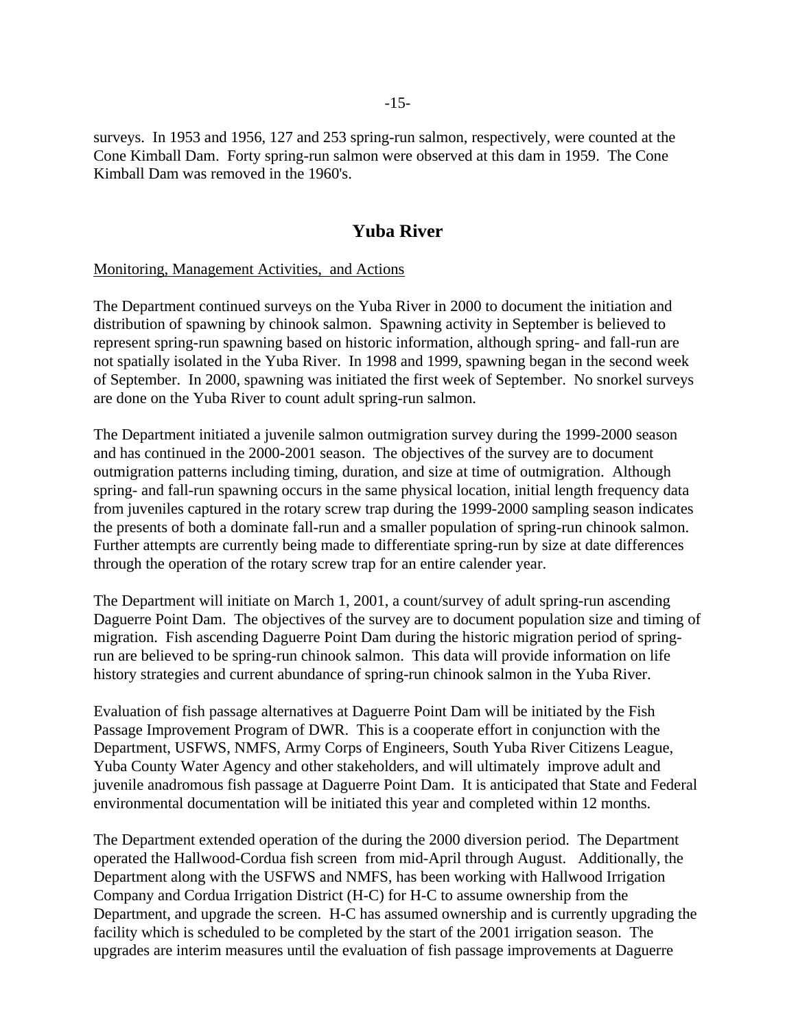surveys. In 1953 and 1956, 127 and 253 spring-run salmon, respectively, were counted at the Cone Kimball Dam. Forty spring-run salmon were observed at this dam in 1959. The Cone Kimball Dam was removed in the 1960's.

## Yuba River

Monitoring, Management Activities, and Actions

The Department continued surveys on the Yuba River in 2000 to document the initiation and distribution of spawning by chinook salmon. Spawning activity in September is believed to represent spring-run spawning based on historic information, although spring- and fall-run are not spatially isolated in the Yuba River. In 1998 and 1999, spawning began in the second week of September. In 2000, spawning was initiated the first week of September. No snorkel surveys are done on the Yuba River to count adult spring-run salmon.

The Department initiated a juvenile salmon outmigration survey during the 1999-2000 season and has continued in the 2000-2001 season. The objectives of the survey are to document outmigration patterns including timing, duration, and size at time of outmigration. Although spring- and fall-run spawning occurs in the same physical location, initial length frequency data from juveniles captured in the rotary screw trap during the 1999-2000 sampling season indicates the presents of both a dominate fall-run and a smaller population of spring-run chinook salmon. Further attempts are currently being made to differentiate spring-run by size at date differences through the operation of the rotary screw trap for an entire calender year.

The Department will initiate on March 1, 2001, a count/survey of adult spring-run ascending Daguerre Point Dam. The objectives of the survey are to document population size and timing of migration. Fish ascending Daguerre Point Dam during the historic migration period of spring-run are believed to be spring-run chinook salmon. This data will provide information on life history strategies and current abundance of spring-run chinook salmon in the Yuba River.

Evaluation of fish passage alternatives at Daguerre Point Dam will be initiated by the Fish Passage Improvement Program of DWR. This is a cooperate effort in conjunction with the Department, USFWS, NMFS, Army Corps of Engineers, South Yuba River Citizens League, Yuba County Water Agency and other stakeholders, and will ultimately improve adult and juvenile anadromous fish passage at Daguerre Point Dam. It is anticipated that State and Federal environmental documentation will be initiated this year and completed within 12 months.

The Department extended operation of the during the 2000 diversion period. The Department operated the Hallwood-Cordua fish screen from mid-April through August. Additionally, the Department along with the USFWS and NMFS, has been working with Hallwood Irrigation Company and Cordua Irrigation District (H-C) for H-C to assume ownership from the Department, and upgrade the screen. H-C has assumed ownership and is currently upgrading the facility which is scheduled to be completed by the start of the 2001 irrigation season. The upgrades are interim measures until the evaluation of fish passage improvements at Daguerre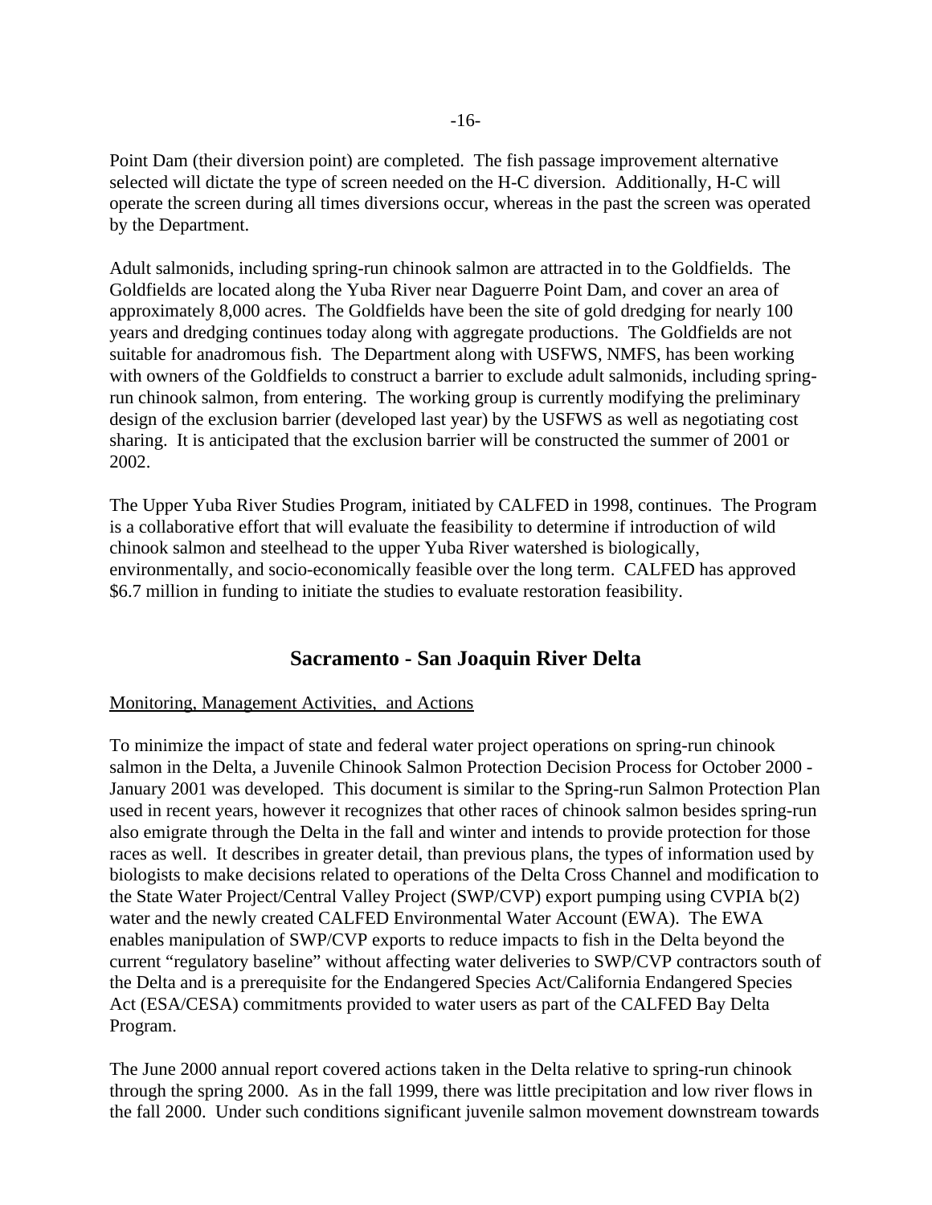Point Dam (their diversion point) are completed. The fish passage improvement alternative selected will dictate the type of screen needed on the H-C diversion. Additionally, H-C will operate the screen during all times diversions occur, whereas in the past the screen was operated by the Department.

Adult salmonids, including spring-run chinook salmon are attracted in to the Goldfields. The Goldfields are located along the Yuba River near Daguerre Point Dam, and cover an area of approximately 8,000 acres. The Goldfields have been the site of gold dredging for nearly 100 years and dredging continues today along with aggregate productions. The Goldfields are not suitable for anadromous fish. The Department along with USFWS, NMFS, has been working with owners of the Goldfields to construct a barrier to exclude adult salmonids, including spring-run chinook salmon, from entering. The working group is currently modifying the preliminary design of the exclusion barrier (developed last year) by the USFWS as well as negotiating cost sharing. It is anticipated that the exclusion barrier will be constructed the summer of 2001 or 2002.

The Upper Yuba River Studies Program, initiated by CALFED in 1998, continues. The Program is a collaborative effort that will evaluate the feasibility to determine if introduction of wild chinook salmon and steelhead to the upper Yuba River watershed is biologically, environmentally, and socio-economically feasible over the long term. CALFED has approved $6.7 million in funding to initiate the studies to evaluate restoration feasibility.

## Sacramento - San Joaquin River Delta

Monitoring, Management Activities, and Actions

To minimize the impact of state and federal water project operations on spring-run chinook salmon in the Delta, a Juvenile Chinook Salmon Protection Decision Process for October 2000 - January 2001 was developed. This document is similar to the Spring-run Salmon Protection Plan used in recent years, however it recognizes that other races of chinook salmon besides spring-run also emigrate through the Delta in the fall and winter and intends to provide protection for those races as well. It describes in greater detail, than previous plans, the types of information used by biologists to make decisions related to operations of the Delta Cross Channel and modification to the State Water Project/Central Valley Project (SWP/CVP) export pumping using CVPIA b(2) water and the newly created CALFED Environmental Water Account (EWA). The EWA enables manipulation of SWP/CVP exports to reduce impacts to fish in the Delta beyond the current "regulatory baseline" without affecting water deliveries to SWP/CVP contractors south of the Delta and is a prerequisite for the Endangered Species Act/California Endangered Species Act (ESA/CESA) commitments provided to water users as part of the CALFED Bay Delta Program.

The June 2000 annual report covered actions taken in the Delta relative to spring-run chinook through the spring 2000. As in the fall 1999, there was little precipitation and low river flows in the fall 2000. Under such conditions significant juvenile salmon movement downstream towards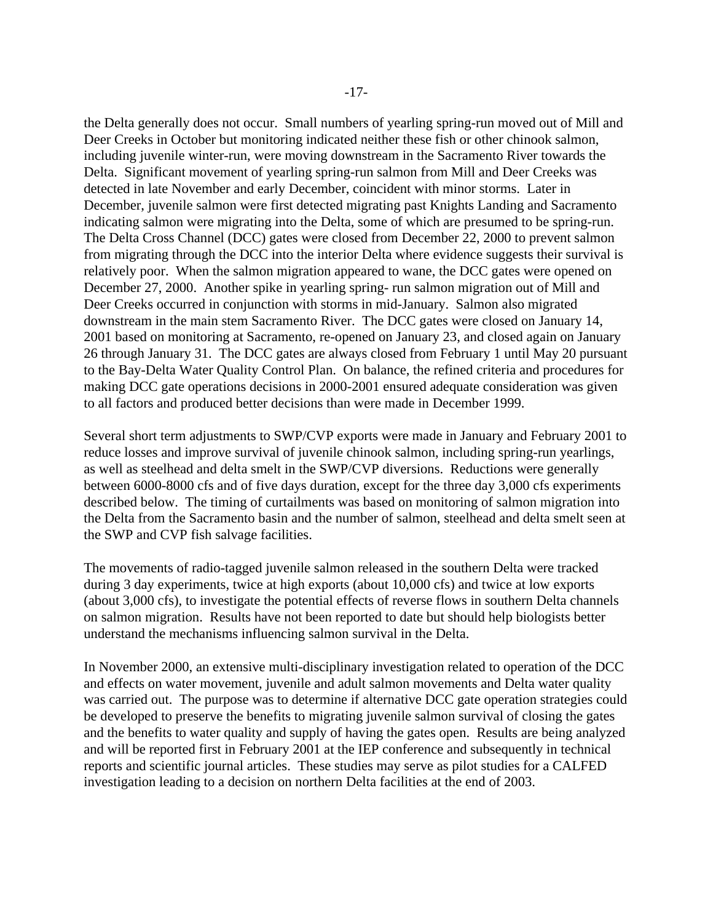the Delta generally does not occur. Small numbers of yearling spring-run moved out of Mill and Deer Creeks in October but monitoring indicated neither these fish or other chinook salmon, including juvenile winter-run, were moving downstream in the Sacramento River towards the Delta. Significant movement of yearling spring-run salmon from Mill and Deer Creeks was detected in late November and early December, coincident with minor storms. Later in December, juvenile salmon were first detected migrating past Knights Landing and Sacramento indicating salmon were migrating into the Delta, some of which are presumed to be spring-run. The Delta Cross Channel (DCC) gates were closed from December 22, 2000 to prevent salmon from migrating through the DCC into the interior Delta where evidence suggests their survival is relatively poor. When the salmon migration appeared to wane, the DCC gates were opened on December 27, 2000. Another spike in yearling spring- run salmon migration out of Mill and Deer Creeks occurred in conjunction with storms in mid-January. Salmon also migrated downstream in the main stem Sacramento River. The DCC gates were closed on January 14, 2001 based on monitoring at Sacramento, re-opened on January 23, and closed again on January 26 through January 31. The DCC gates are always closed from February 1 until May 20 pursuant to the Bay-Delta Water Quality Control Plan. On balance, the refined criteria and procedures for making DCC gate operations decisions in 2000-2001 ensured adequate consideration was given to all factors and produced better decisions than were made in December 1999.

Several short term adjustments to SWP/CVP exports were made in January and February 2001 to reduce losses and improve survival of juvenile chinook salmon, including spring-run yearlings, as well as steelhead and delta smelt in the SWP/CVP diversions. Reductions were generally between 6000-8000 cfs and of five days duration, except for the three day 3,000 cfs experiments described below. The timing of curtailments was based on monitoring of salmon migration into the Delta from the Sacramento basin and the number of salmon, steelhead and delta smelt seen at the SWP and CVP fish salvage facilities.

The movements of radio-tagged juvenile salmon released in the southern Delta were tracked during 3 day experiments, twice at high exports (about 10,000 cfs) and twice at low exports (about 3,000 cfs), to investigate the potential effects of reverse flows in southern Delta channels on salmon migration. Results have not been reported to date but should help biologists better understand the mechanisms influencing salmon survival in the Delta.

In November 2000, an extensive multi-disciplinary investigation related to operation of the DCC and effects on water movement, juvenile and adult salmon movements and Delta water quality was carried out. The purpose was to determine if alternative DCC gate operation strategies could be developed to preserve the benefits to migrating juvenile salmon survival of closing the gates and the benefits to water quality and supply of having the gates open. Results are being analyzed and will be reported first in February 2001 at the IEP conference and subsequently in technical reports and scientific journal articles. These studies may serve as pilot studies for a CALFED investigation leading to a decision on northern Delta facilities at the end of 2003.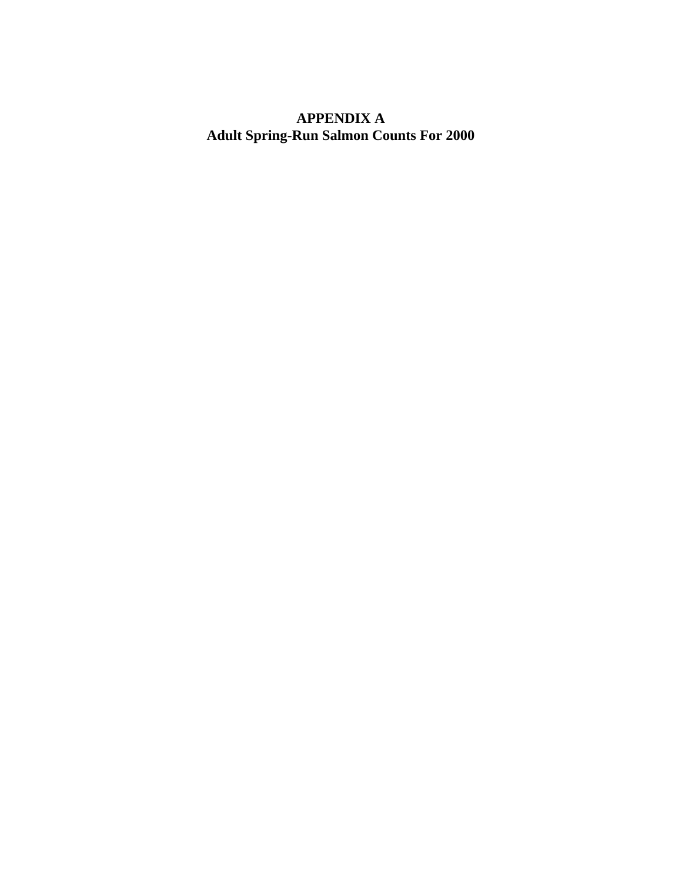# APPENDIX A
## Adult Spring-Run Salmon Counts For 2000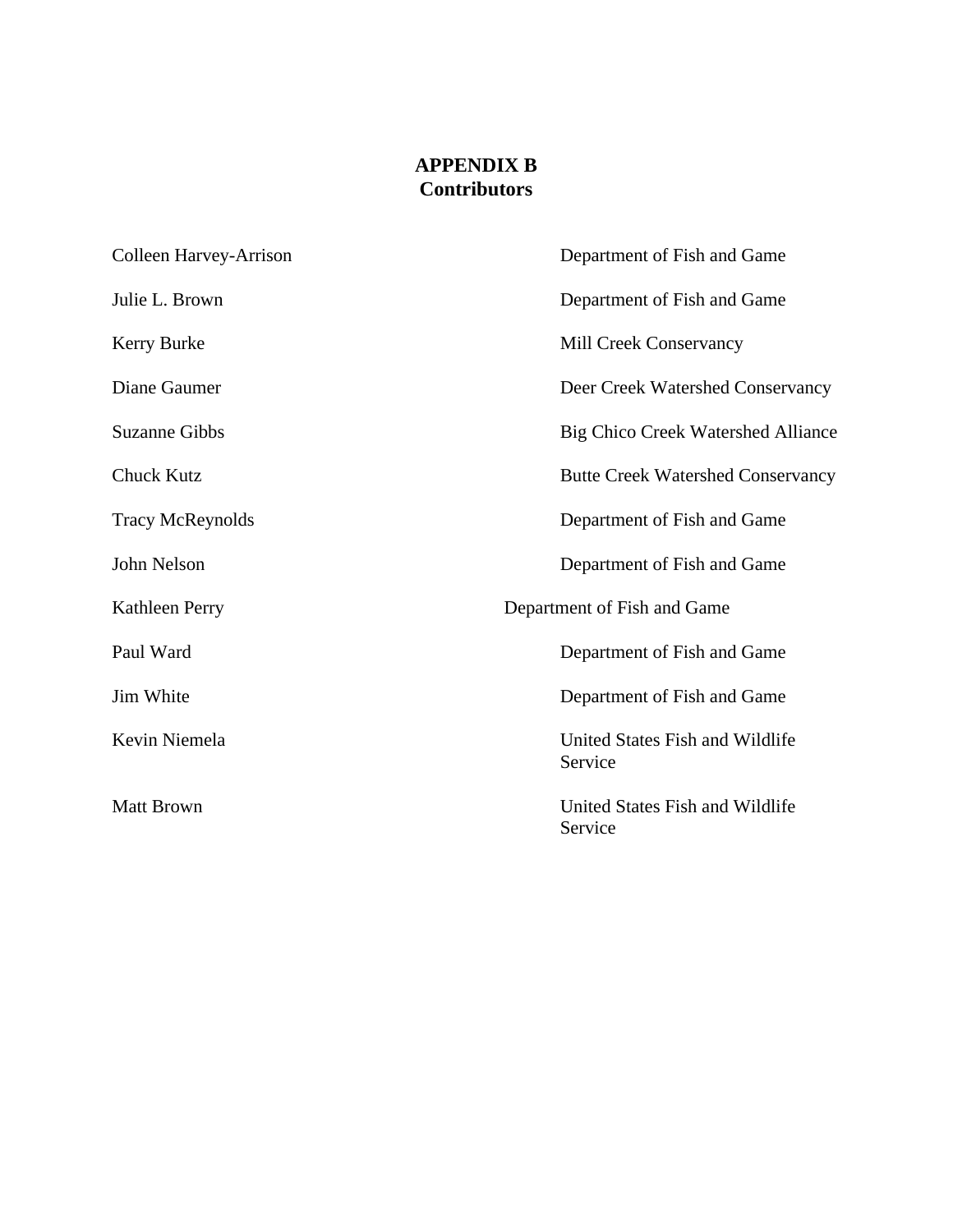# APPENDIX B
## Contributors

| | |
|---|---|
| Colleen Harvey-Arrison | Department of Fish and Game |
| Julie L. Brown | Department of Fish and Game |
| Kerry Burke | Mill Creek Conservancy |
| Diane Gaumer | Deer Creek Watershed Conservancy |
| Suzanne Gibbs | Big Chico Creek Watershed Alliance |
| Chuck Kutz | Butte Creek Watershed Conservancy |
| Tracy McReynolds | Department of Fish and Game |
| John Nelson | Department of Fish and Game |
| Kathleen Perry | Department of Fish and Game |
| Paul Ward | Department of Fish and Game |
| Jim White | Department of Fish and Game |
| Kevin Niemela | United States Fish and Wildlife Service |
| Matt Brown | United States Fish and Wildlife Service |